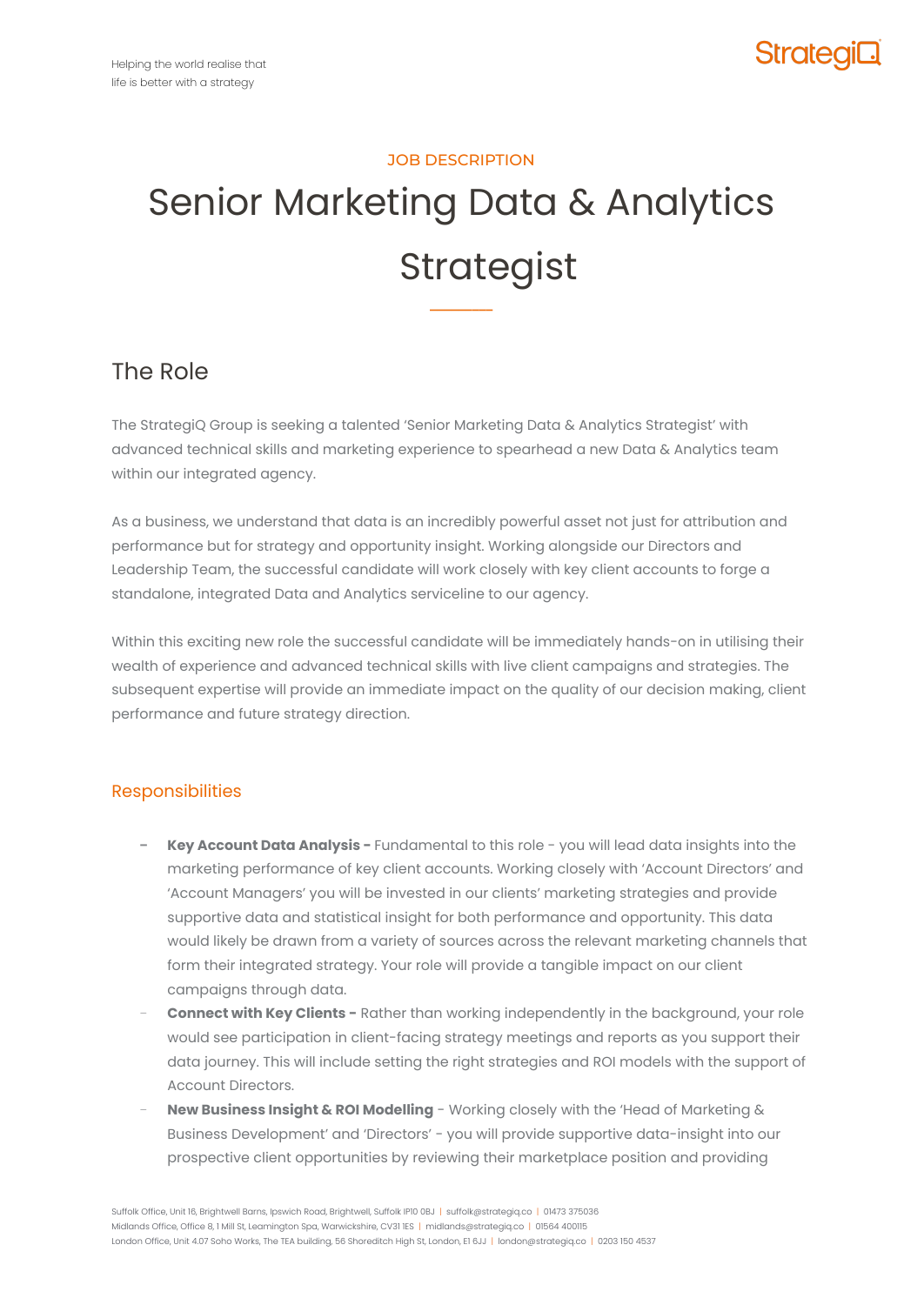JOB DESCRIPTION

# Senior Marketing Data & Analytics Strategist

## The Role

The StrategiQ Group is seeking a talented 'Senior Marketing Data & Analytics Strategist' with advanced technical skills and marketing experience to spearhead a new Data & Analytics team within our integrated agency.

As a business, we understand that data is an incredibly powerful asset not just for attribution and performance but for strategy and opportunity insight. Working alongside our Directors and Leadership Team, the successful candidate will work closely with key client accounts to forge a standalone, integrated Data and Analytics serviceline to our agency.

Within this exciting new role the successful candidate will be immediately hands-on in utilising their wealth of experience and advanced technical skills with live client campaigns and strategies. The subsequent expertise will provide an immediate impact on the quality of our decision making, client performance and future strategy direction.

### Responsibilities

- **Key Account Data Analysis -** Fundamental to this role - you will lead data insights into the marketing performance of key client accounts. Working closely with 'Account Directors' and 'Account Managers' you will be invested in our clients' marketing strategies and provide supportive data and statistical insight for both performance and opportunity. This data would likely be drawn from a variety of sources across the relevant marketing channels that form their integrated strategy. Your role will provide a tangible impact on our client campaigns through data.
- **Connect with Key Clients -** Rather than working independently in the background, your role would see participation in client-facing strategy meetings and reports as you support their data journey. This will include setting the right strategies and ROI models with the support of Account Directors.
- **New Business Insight & ROI Modelling** - Working closely with the 'Head of Marketing & Business Development' and 'Directors' - you will provide supportive data-insight into our prospective client opportunities by reviewing their marketplace position and providing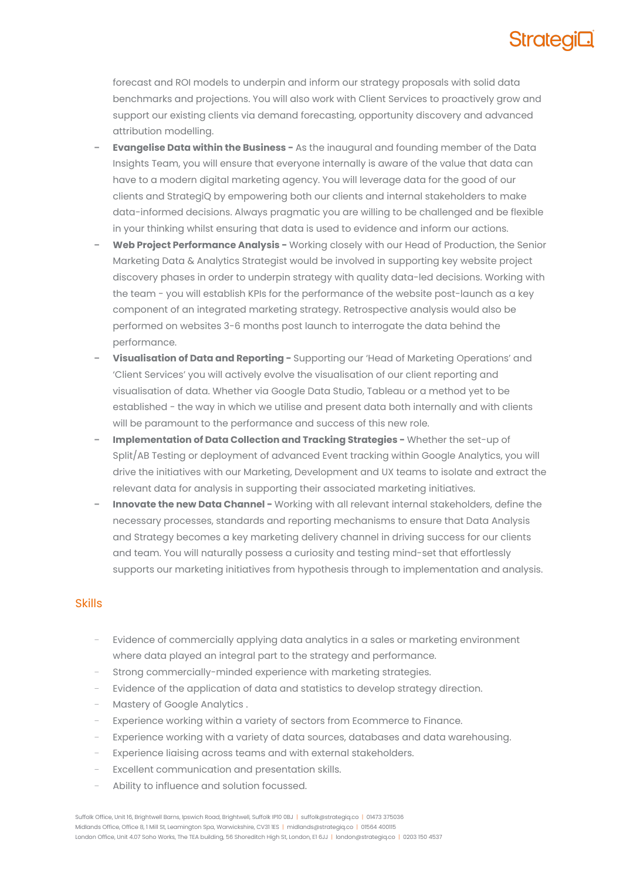forecast and ROI models to underpin and inform our strategy proposals with solid data benchmarks and projections. You will also work with Client Services to proactively grow and support our existing clients via demand forecasting, opportunity discovery and advanced attribution modelling.

- **Evangelise Data within the Business -** As the inaugural and founding member of the Data Insights Team, you will ensure that everyone internally is aware of the value that data can have to a modern digital marketing agency. You will leverage data for the good of our clients and StrategiQ by empowering both our clients and internal stakeholders to make data-informed decisions. Always pragmatic you are willing to be challenged and be flexible in your thinking whilst ensuring that data is used to evidence and inform our actions.
- **Web Project Performance Analysis -** Working closely with our Head of Production, the Senior Marketing Data & Analytics Strategist would be involved in supporting key website project discovery phases in order to underpin strategy with quality data-led decisions. Working with the team - you will establish KPIs for the performance of the website post-launch as a key component of an integrated marketing strategy. Retrospective analysis would also be performed on websites 3-6 months post launch to interrogate the data behind the performance.
- **Visualisation of Data and Reporting -** Supporting our 'Head of Marketing Operations' and 'Client Services' you will actively evolve the visualisation of our client reporting and visualisation of data. Whether via Google Data Studio, Tableau or a method yet to be established - the way in which we utilise and present data both internally and with clients will be paramount to the performance and success of this new role.
- **Implementation of Data Collection and Tracking Strategies -** Whether the set-up of Split/AB Testing or deployment of advanced Event tracking within Google Analytics, you will drive the initiatives with our Marketing, Development and UX teams to isolate and extract the relevant data for analysis in supporting their associated marketing initiatives.
- **Innovate the new Data Channel -** Working with all relevant internal stakeholders, define the necessary processes, standards and reporting mechanisms to ensure that Data Analysis and Strategy becomes a key marketing delivery channel in driving success for our clients and team. You will naturally possess a curiosity and testing mind-set that effortlessly supports our marketing initiatives from hypothesis through to implementation and analysis.

## Skills

- Evidence of commercially applying data analytics in a sales or marketing environment where data played an integral part to the strategy and performance.
- Strong commercially-minded experience with marketing strategies.
- Evidence of the application of data and statistics to develop strategy direction.
- Mastery of Google Analytics .
- Experience working within a variety of sectors from Ecommerce to Finance.
- Experience working with a variety of data sources, databases and data warehousing.
- Experience liaising across teams and with external stakeholders.
- Excellent communication and presentation skills.
- Ability to influence and solution focussed.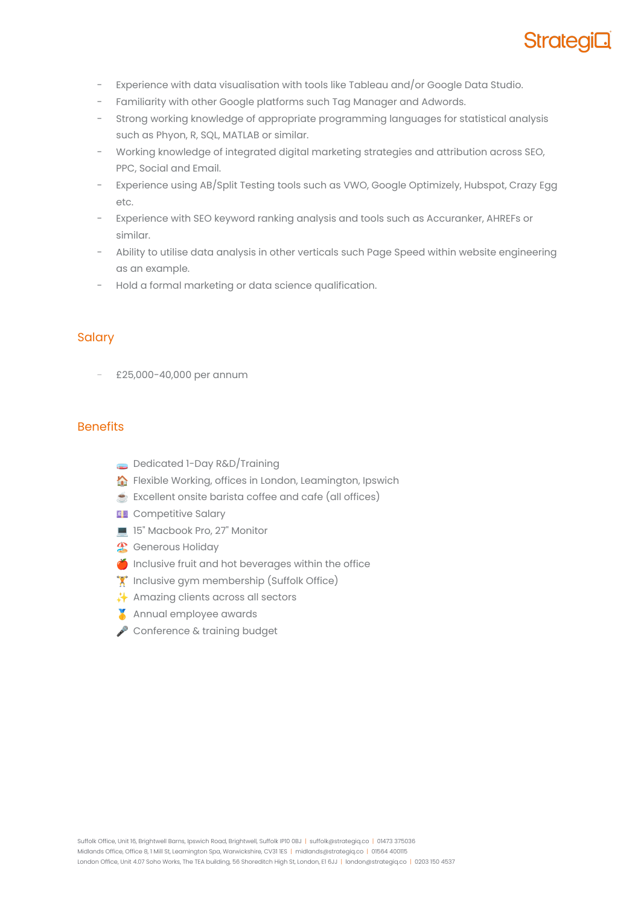- Experience with data visualisation with tools like Tableau and/or Google Data Studio.
- Familiarity with other Google platforms such Tag Manager and Adwords.
- Strong working knowledge of appropriate programming languages for statistical analysis such as Phyon, R, SQL, MATLAB or similar.
- Working knowledge of integrated digital marketing strategies and attribution across SEO, PPC, Social and Email.
- Experience using AB/Split Testing tools such as VWO, Google Optimizely, Hubspot, Crazy Egg etc.
- Experience with SEO keyword ranking analysis and tools such as Accuranker, AHREFs or similar.
- Ability to utilise data analysis in other verticals such Page Speed within website engineering as an example.
- Hold a formal marketing or data science qualification.

## Salary

- £25,000-40,000 per annum

## Benefits

- 🧫 Dedicated 1-Day R&D/Training
- 🏠 Flexible Working, offices in London, Leamington, Ipswich
- ☕ Excellent onsite barista coffee and cafe (all offices)
- 💷 Competitive Salary
- 💻 15" Macbook Pro, 27" Monitor
- 🏖️ Generous Holiday
- 🍎 Inclusive fruit and hot beverages within the office
- 🏋️ Inclusive gym membership (Suffolk Office)
- ✨ Amazing clients across all sectors
- 🥇 Annual employee awards
- 🎤 Conference & training budget